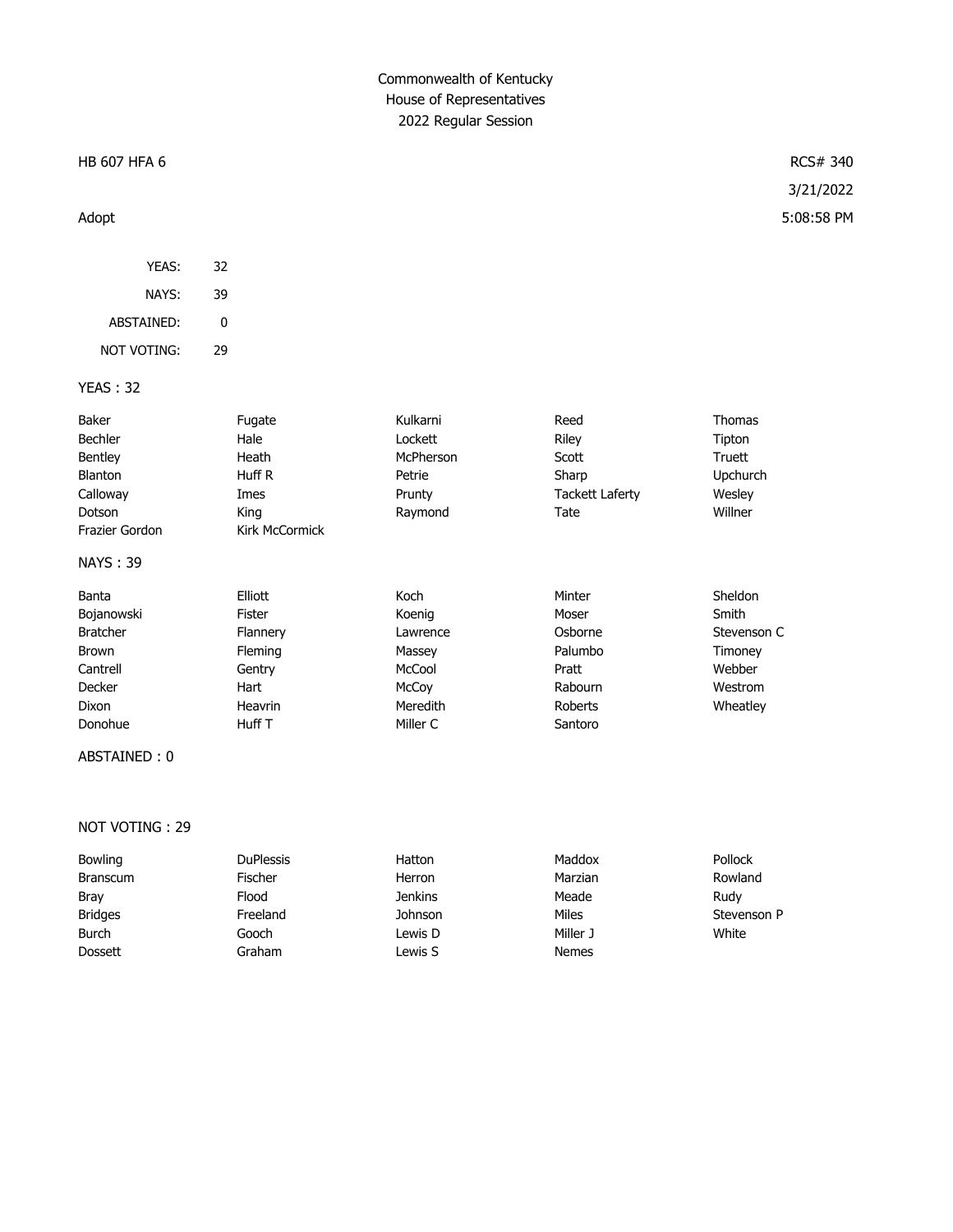# Commonwealth of Kentucky
## House of Representatives
## 2022 Regular Session

HB 607 HFA 6 — RCS# 340

3/21/2022

Adopt — 5:08:58 PM

| | |
|---|---|
| YEAS: | 32 |
| NAYS: | 39 |
| ABSTAINED: | 0 |
| NOT VOTING: | 29 |

**YEAS : 32**

| | | | | |
|---|---|---|---|---|
| Baker | Fugate | Kulkarni | Reed | Thomas |
| Bechler | Hale | Lockett | Riley | Tipton |
| Bentley | Heath | McPherson | Scott | Truett |
| Blanton | Huff R | Petrie | Sharp | Upchurch |
| Calloway | Imes | Prunty | Tackett Laferty | Wesley |
| Dotson | King | Raymond | Tate | Willner |
| Frazier Gordon | Kirk McCormick | | | |

**NAYS : 39**

| | | | | |
|---|---|---|---|---|
| Banta | Elliott | Koch | Minter | Sheldon |
| Bojanowski | Fister | Koenig | Moser | Smith |
| Bratcher | Flannery | Lawrence | Osborne | Stevenson C |
| Brown | Fleming | Massey | Palumbo | Timoney |
| Cantrell | Gentry | McCool | Pratt | Webber |
| Decker | Hart | McCoy | Rabourn | Westrom |
| Dixon | Heavrin | Meredith | Roberts | Wheatley |
| Donohue | Huff T | Miller C | Santoro | |

**ABSTAINED : 0**

**NOT VOTING : 29**

| | | | | |
|---|---|---|---|---|
| Bowling | DuPlessis | Hatton | Maddox | Pollock |
| Branscum | Fischer | Herron | Marzian | Rowland |
| Bray | Flood | Jenkins | Meade | Rudy |
| Bridges | Freeland | Johnson | Miles | Stevenson P |
| Burch | Gooch | Lewis D | Miller J | White |
| Dossett | Graham | Lewis S | Nemes | |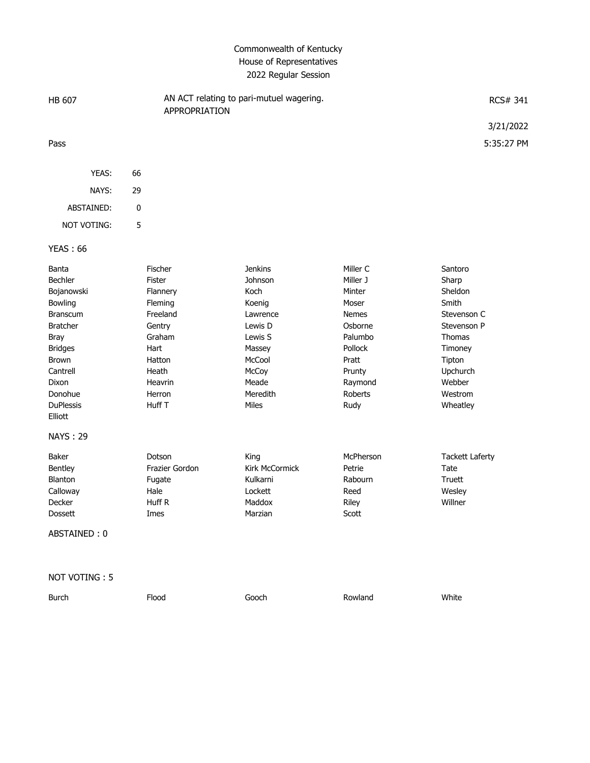# Commonwealth of Kentucky
## House of Representatives
### 2022 Regular Session

| HB 607 | AN ACT relating to pari-mutuel wagering. APPROPRIATION | RCS# 341 |
| --- | --- | --- |
| | | 3/21/2022 |
| Pass | | 5:35:27 PM |

| | |
| --- | --- |
| YEAS: | 66 |
| NAYS: | 29 |
| ABSTAINED: | 0 |
| NOT VOTING: | 5 |

**YEAS : 66**

| | | | | |
| --- | --- | --- | --- | --- |
| Banta | Fischer | Jenkins | Miller C | Santoro |
| Bechler | Fister | Johnson | Miller J | Sharp |
| Bojanowski | Flannery | Koch | Minter | Sheldon |
| Bowling | Fleming | Koenig | Moser | Smith |
| Branscum | Freeland | Lawrence | Nemes | Stevenson C |
| Bratcher | Gentry | Lewis D | Osborne | Stevenson P |
| Bray | Graham | Lewis S | Palumbo | Thomas |
| Bridges | Hart | Massey | Pollock | Timoney |
| Brown | Hatton | McCool | Pratt | Tipton |
| Cantrell | Heath | McCoy | Prunty | Upchurch |
| Dixon | Heavrin | Meade | Raymond | Webber |
| Donohue | Herron | Meredith | Roberts | Westrom |
| DuPlessis | Huff T | Miles | Rudy | Wheatley |
| Elliott | | | | |

**NAYS : 29**

| | | | | |
| --- | --- | --- | --- | --- |
| Baker | Dotson | King | McPherson | Tackett Laferty |
| Bentley | Frazier Gordon | Kirk McCormick | Petrie | Tate |
| Blanton | Fugate | Kulkarni | Rabourn | Truett |
| Calloway | Hale | Lockett | Reed | Wesley |
| Decker | Huff R | Maddox | Riley | Willner |
| Dossett | Imes | Marzian | Scott | |

**ABSTAINED : 0**

**NOT VOTING : 5**

| | | | | |
| --- | --- | --- | --- | --- |
| Burch | Flood | Gooch | Rowland | White |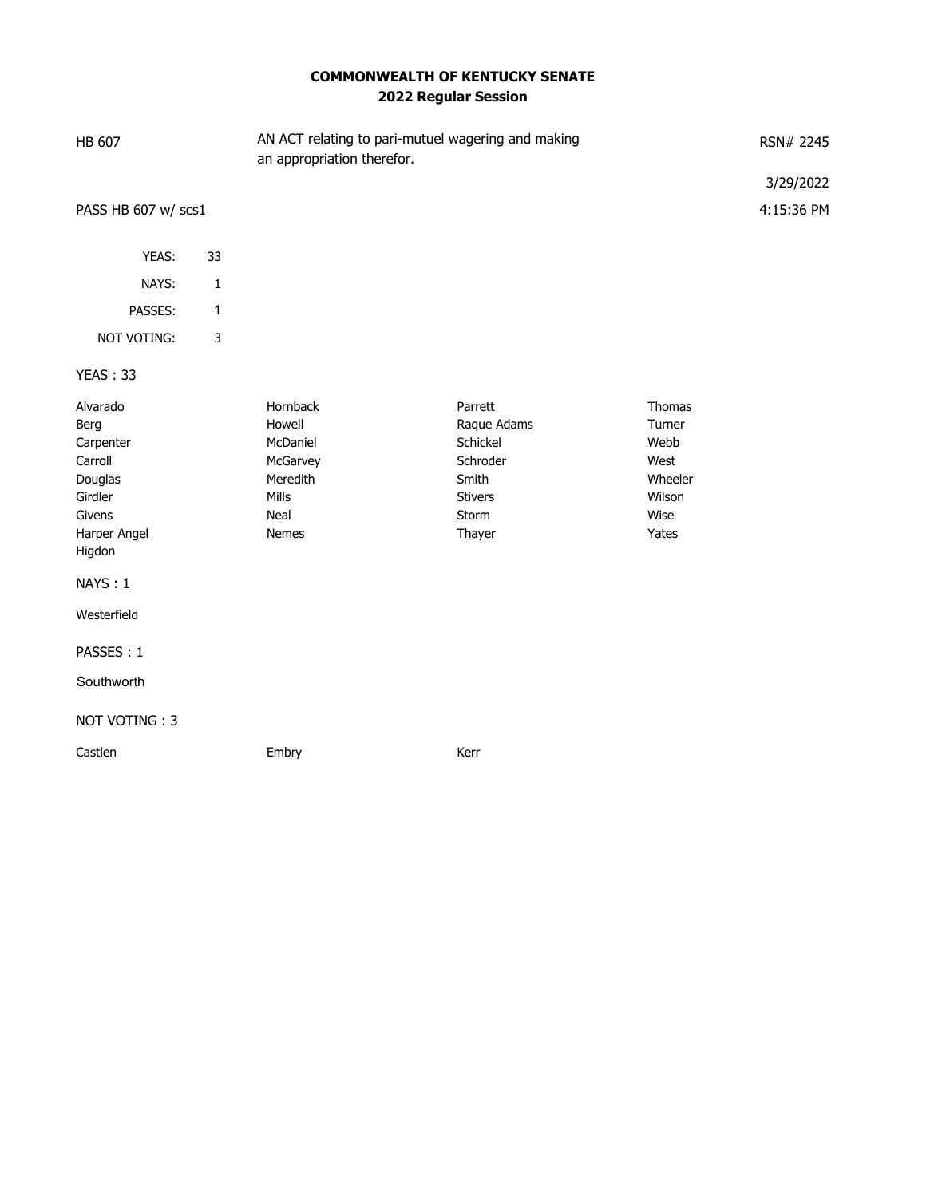**COMMONWEALTH OF KENTUCKY SENATE**
**2022 Regular Session**

HB 607 — AN ACT relating to pari-mutuel wagering and making an appropriation therefor. — RSN# 2245

3/29/2022

PASS HB 607 w/ scs1 — 4:15:36 PM

| | |
|---|---|
| YEAS: | 33 |
| NAYS: | 1 |
| PASSES: | 1 |
| NOT VOTING: | 3 |

YEAS : 33

| | | | |
|---|---|---|---|
| Alvarado | Hornback | Parrett | Thomas |
| Berg | Howell | Raque Adams | Turner |
| Carpenter | McDaniel | Schickel | Webb |
| Carroll | McGarvey | Schroder | West |
| Douglas | Meredith | Smith | Wheeler |
| Girdler | Mills | Stivers | Wilson |
| Givens | Neal | Storm | Wise |
| Harper Angel | Nemes | Thayer | Yates |
| Higdon | | | |

NAYS : 1

Westerfield

PASSES : 1

Southworth

NOT VOTING : 3

| | | |
|---|---|---|
| Castlen | Embry | Kerr |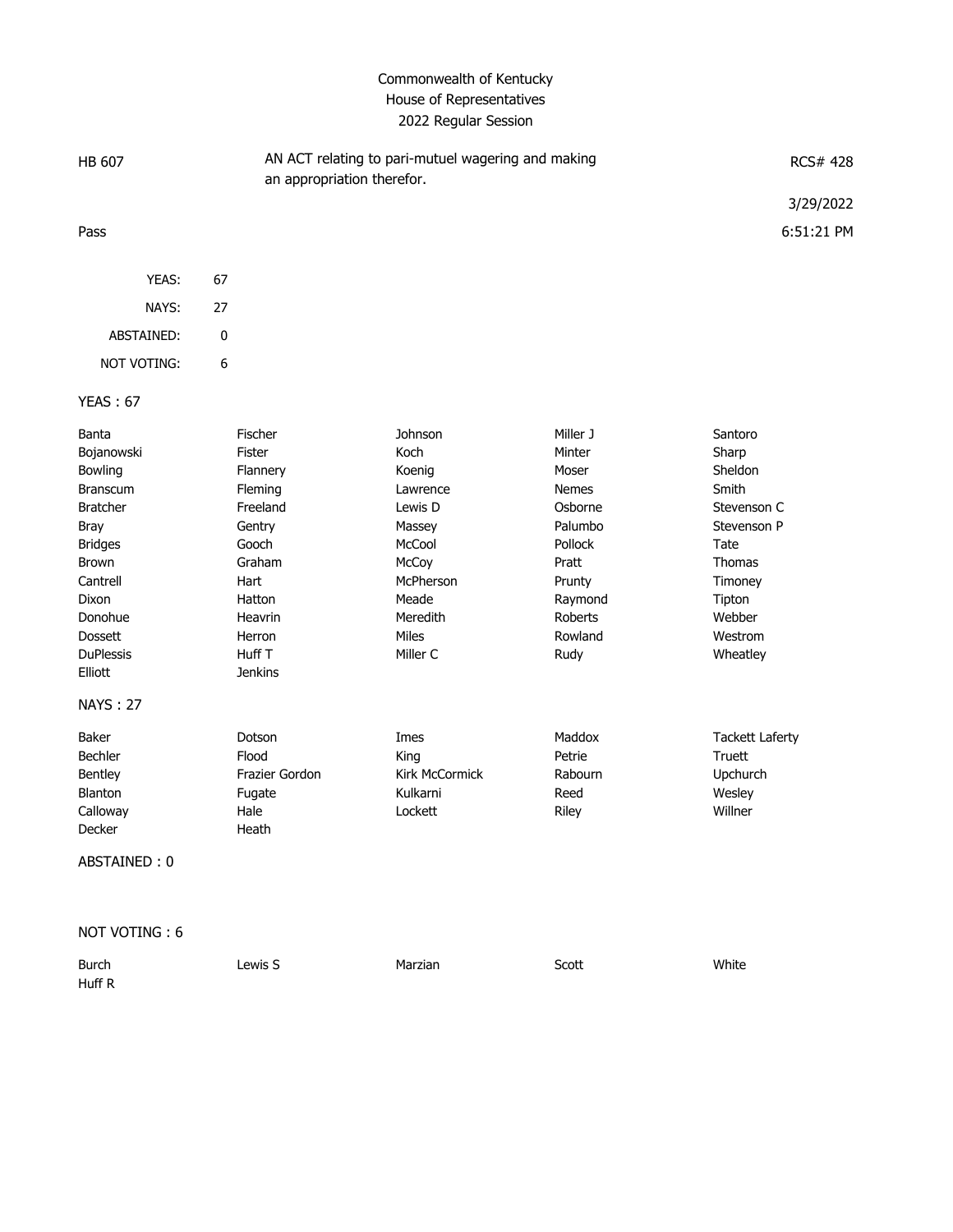Commonwealth of Kentucky
House of Representatives
2022 Regular Session

| | | |
|---|---|---|
| HB 607 | AN ACT relating to pari-mutuel wagering and making an appropriation therefor. | RCS# 428 |
| | | 3/29/2022 |
| Pass | | 6:51:21 PM |

| | |
|---|---|
| YEAS: | 67 |
| NAYS: | 27 |
| ABSTAINED: | 0 |
| NOT VOTING: | 6 |

YEAS : 67

| | | | | |
|---|---|---|---|---|
| Banta | Fischer | Johnson | Miller J | Santoro |
| Bojanowski | Fister | Koch | Minter | Sharp |
| Bowling | Flannery | Koenig | Moser | Sheldon |
| Branscum | Fleming | Lawrence | Nemes | Smith |
| Bratcher | Freeland | Lewis D | Osborne | Stevenson C |
| Bray | Gentry | Massey | Palumbo | Stevenson P |
| Bridges | Gooch | McCool | Pollock | Tate |
| Brown | Graham | McCoy | Pratt | Thomas |
| Cantrell | Hart | McPherson | Prunty | Timoney |
| Dixon | Hatton | Meade | Raymond | Tipton |
| Donohue | Heavrin | Meredith | Roberts | Webber |
| Dossett | Herron | Miles | Rowland | Westrom |
| DuPlessis | Huff T | Miller C | Rudy | Wheatley |
| Elliott | Jenkins | | | |

NAYS : 27

| | | | | |
|---|---|---|---|---|
| Baker | Dotson | Imes | Maddox | Tackett Laferty |
| Bechler | Flood | King | Petrie | Truett |
| Bentley | Frazier Gordon | Kirk McCormick | Rabourn | Upchurch |
| Blanton | Fugate | Kulkarni | Reed | Wesley |
| Calloway | Hale | Lockett | Riley | Willner |
| Decker | Heath | | | |

ABSTAINED : 0

NOT VOTING : 6

| | | | | |
|---|---|---|---|---|
| Burch | Lewis S | Marzian | Scott | White |
| Huff R | | | | |